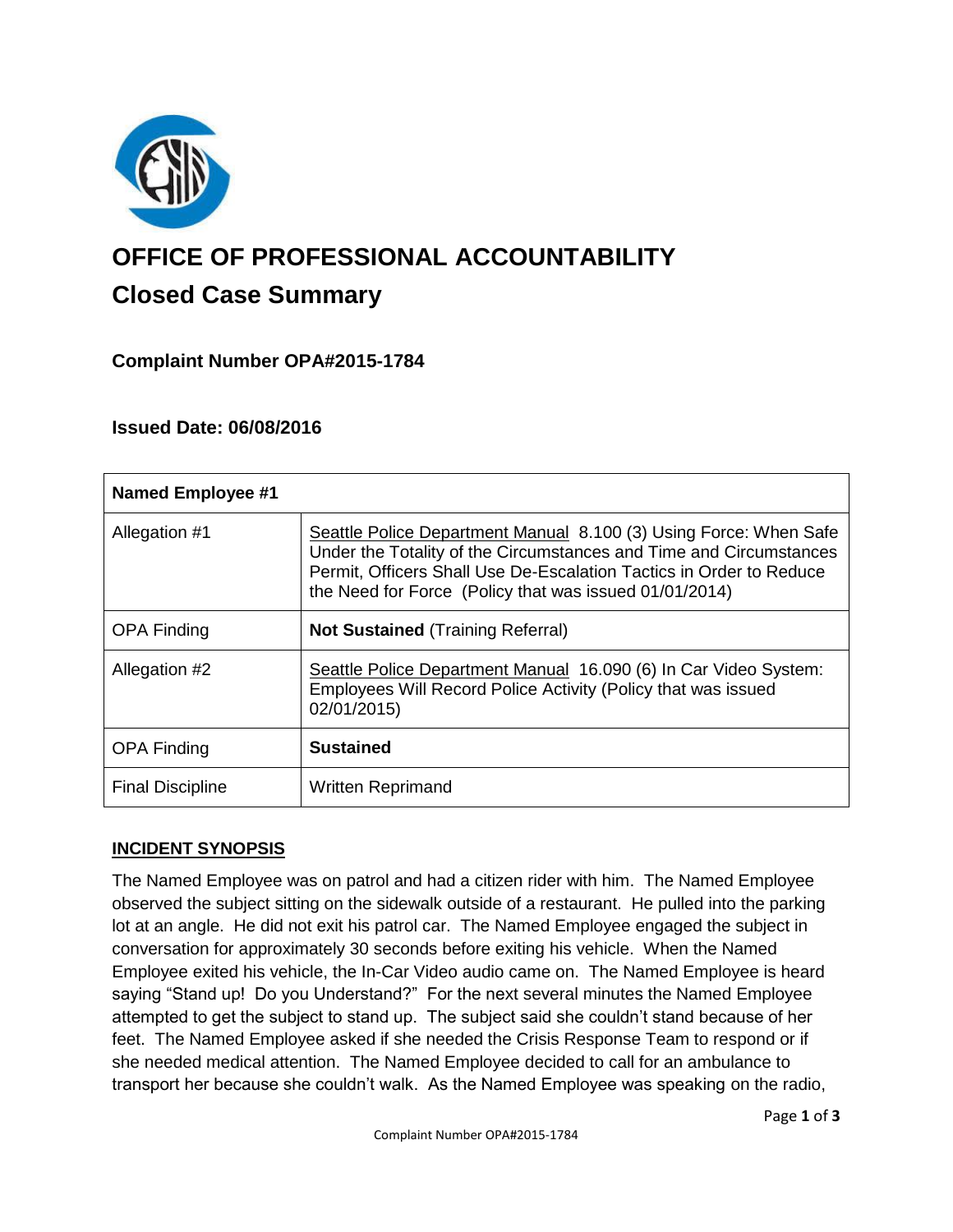# OFFICE OF PROFESSIONAL ACCOUNTABILITY

## Closed Case Summary

### Complaint Number OPA#2015-1784

### Issued Date: 06/08/2016

| Named Employee #1 | |
|---|---|
| Allegation #1 | Seattle Police Department Manual 8.100 (3) Using Force: When Safe Under the Totality of the Circumstances and Time and Circumstances Permit, Officers Shall Use De-Escalation Tactics in Order to Reduce the Need for Force (Policy that was issued 01/01/2014) |
| OPA Finding | **Not Sustained** (Training Referral) |
| Allegation #2 | Seattle Police Department Manual 16.090 (6) In Car Video System: Employees Will Record Police Activity (Policy that was issued 02/01/2015) |
| OPA Finding | **Sustained** |
| Final Discipline | Written Reprimand |

**INCIDENT SYNOPSIS**

The Named Employee was on patrol and had a citizen rider with him. The Named Employee observed the subject sitting on the sidewalk outside of a restaurant. He pulled into the parking lot at an angle. He did not exit his patrol car. The Named Employee engaged the subject in conversation for approximately 30 seconds before exiting his vehicle. When the Named Employee exited his vehicle, the In-Car Video audio came on. The Named Employee is heard saying "Stand up! Do you Understand?" For the next several minutes the Named Employee attempted to get the subject to stand up. The subject said she couldn't stand because of her feet. The Named Employee asked if she needed the Crisis Response Team to respond or if she needed medical attention. The Named Employee decided to call for an ambulance to transport her because she couldn't walk. As the Named Employee was speaking on the radio,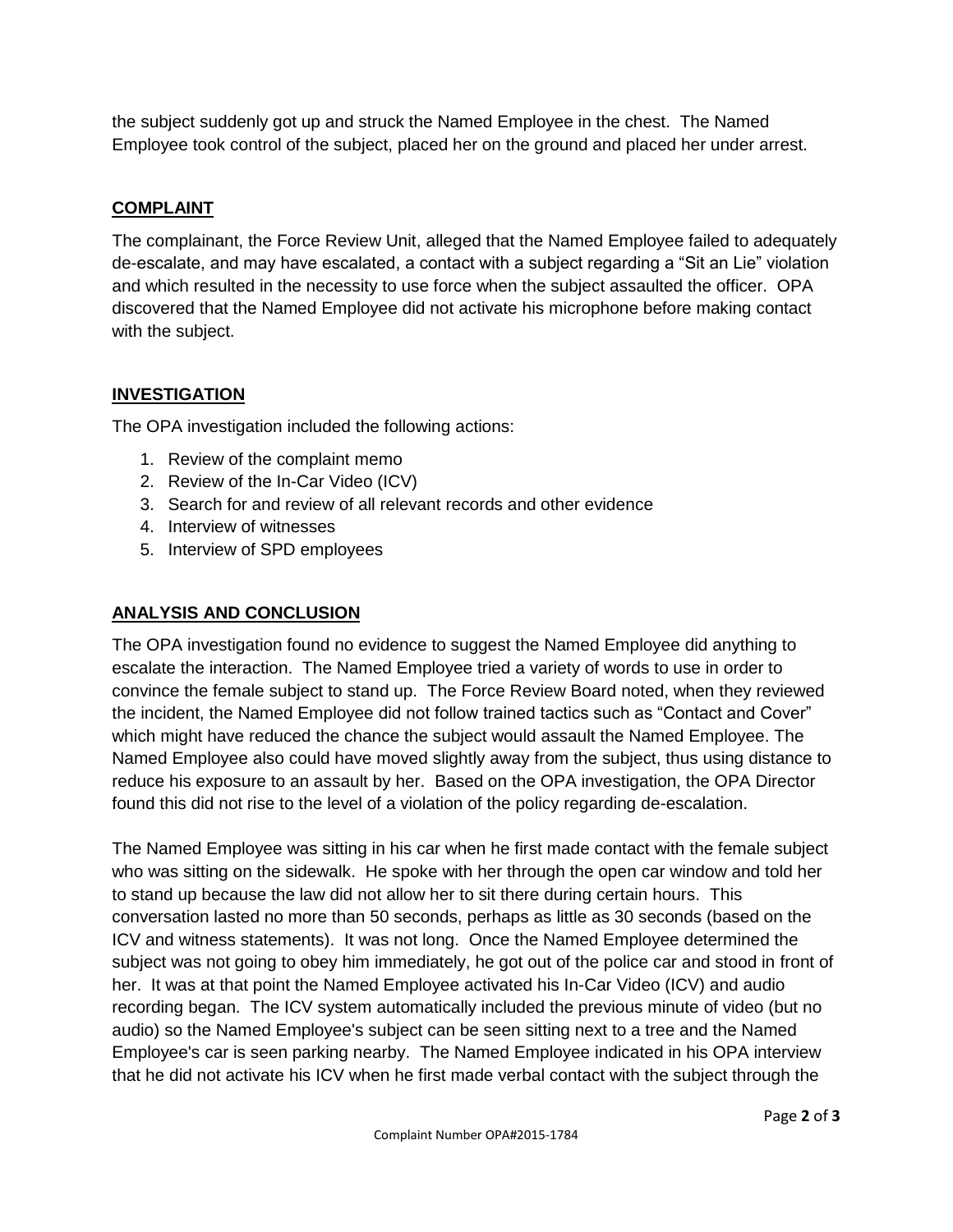the subject suddenly got up and struck the Named Employee in the chest. The Named Employee took control of the subject, placed her on the ground and placed her under arrest.

## COMPLAINT

The complainant, the Force Review Unit, alleged that the Named Employee failed to adequately de-escalate, and may have escalated, a contact with a subject regarding a "Sit an Lie" violation and which resulted in the necessity to use force when the subject assaulted the officer. OPA discovered that the Named Employee did not activate his microphone before making contact with the subject.

## INVESTIGATION

The OPA investigation included the following actions:

1. Review of the complaint memo
2. Review of the In-Car Video (ICV)
3. Search for and review of all relevant records and other evidence
4. Interview of witnesses
5. Interview of SPD employees

## ANALYSIS AND CONCLUSION

The OPA investigation found no evidence to suggest the Named Employee did anything to escalate the interaction. The Named Employee tried a variety of words to use in order to convince the female subject to stand up. The Force Review Board noted, when they reviewed the incident, the Named Employee did not follow trained tactics such as "Contact and Cover" which might have reduced the chance the subject would assault the Named Employee. The Named Employee also could have moved slightly away from the subject, thus using distance to reduce his exposure to an assault by her. Based on the OPA investigation, the OPA Director found this did not rise to the level of a violation of the policy regarding de-escalation.

The Named Employee was sitting in his car when he first made contact with the female subject who was sitting on the sidewalk. He spoke with her through the open car window and told her to stand up because the law did not allow her to sit there during certain hours. This conversation lasted no more than 50 seconds, perhaps as little as 30 seconds (based on the ICV and witness statements). It was not long. Once the Named Employee determined the subject was not going to obey him immediately, he got out of the police car and stood in front of her. It was at that point the Named Employee activated his In-Car Video (ICV) and audio recording began. The ICV system automatically included the previous minute of video (but no audio) so the Named Employee's subject can be seen sitting next to a tree and the Named Employee's car is seen parking nearby. The Named Employee indicated in his OPA interview that he did not activate his ICV when he first made verbal contact with the subject through the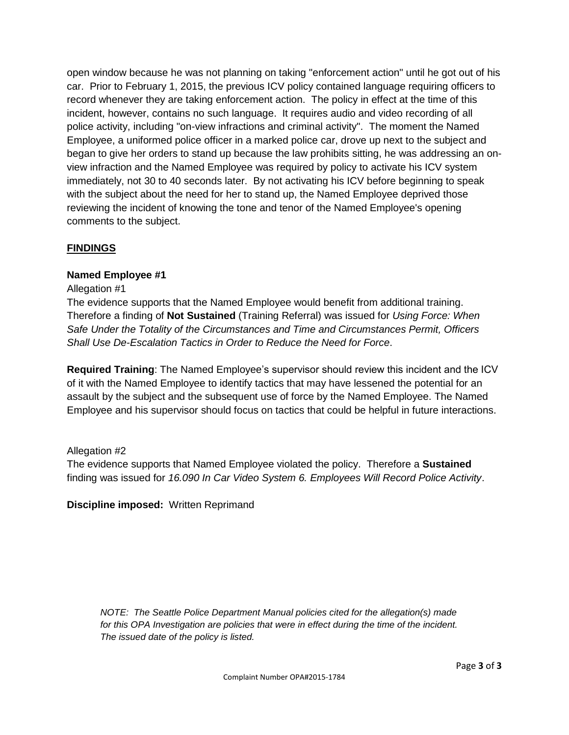open window because he was not planning on taking "enforcement action" until he got out of his car. Prior to February 1, 2015, the previous ICV policy contained language requiring officers to record whenever they are taking enforcement action. The policy in effect at the time of this incident, however, contains no such language. It requires audio and video recording of all police activity, including "on-view infractions and criminal activity". The moment the Named Employee, a uniformed police officer in a marked police car, drove up next to the subject and began to give her orders to stand up because the law prohibits sitting, he was addressing an on-view infraction and the Named Employee was required by policy to activate his ICV system immediately, not 30 to 40 seconds later. By not activating his ICV before beginning to speak with the subject about the need for her to stand up, the Named Employee deprived those reviewing the incident of knowing the tone and tenor of the Named Employee's opening comments to the subject.

## FINDINGS

**Named Employee #1**

Allegation #1

The evidence supports that the Named Employee would benefit from additional training. Therefore a finding of **Not Sustained** (Training Referral) was issued for *Using Force: When Safe Under the Totality of the Circumstances and Time and Circumstances Permit, Officers Shall Use De-Escalation Tactics in Order to Reduce the Need for Force*.

**Required Training**: The Named Employee's supervisor should review this incident and the ICV of it with the Named Employee to identify tactics that may have lessened the potential for an assault by the subject and the subsequent use of force by the Named Employee. The Named Employee and his supervisor should focus on tactics that could be helpful in future interactions.

Allegation #2

The evidence supports that Named Employee violated the policy. Therefore a **Sustained** finding was issued for *16.090 In Car Video System 6. Employees Will Record Police Activity*.

**Discipline imposed:** Written Reprimand

*NOTE: The Seattle Police Department Manual policies cited for the allegation(s) made for this OPA Investigation are policies that were in effect during the time of the incident. The issued date of the policy is listed.*

Complaint Number OPA#2015-1784